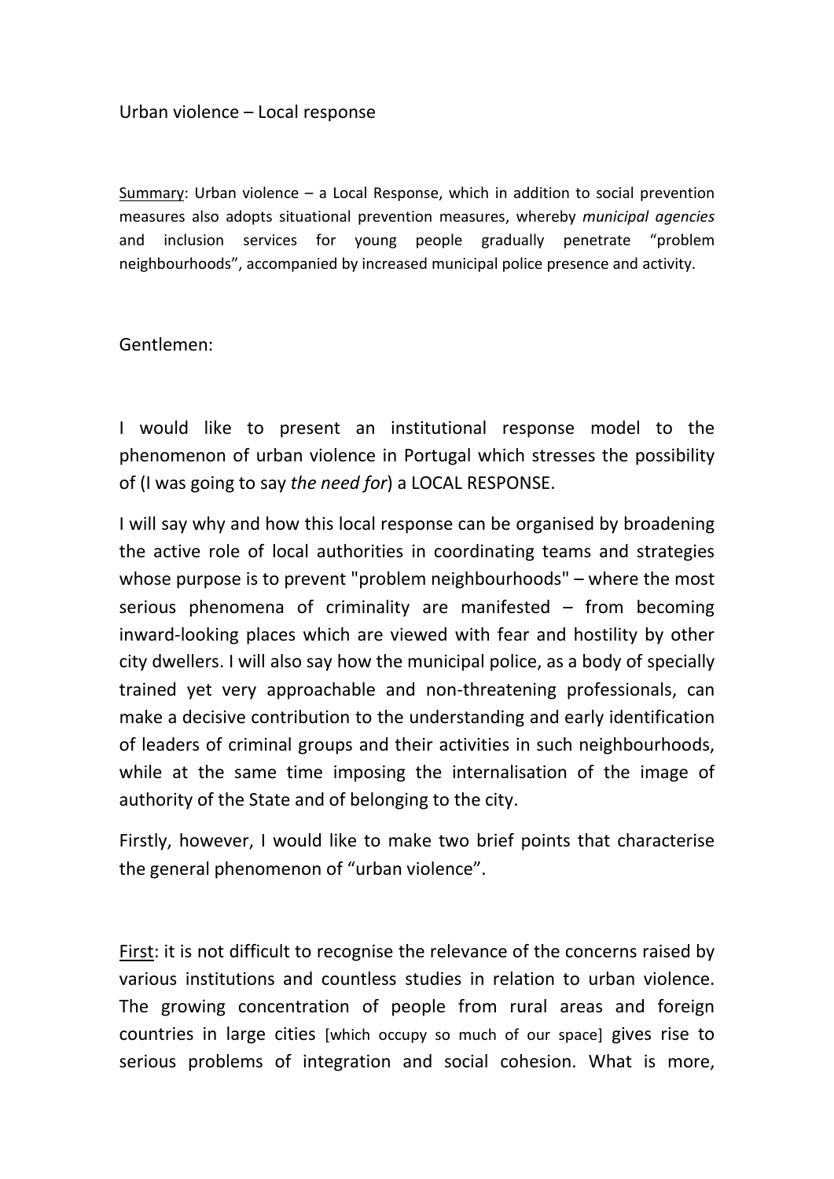Urban violence – Local response

<u>Summary</u>: Urban violence – a Local Response, which in addition to social prevention measures also adopts situational prevention measures, whereby *municipal agencies* and inclusion services for young people gradually penetrate "problem neighbourhoods", accompanied by increased municipal police presence and activity.

Gentlemen:

I would like to present an institutional response model to the phenomenon of urban violence in Portugal which stresses the possibility of (I was going to say *the need for*) a LOCAL RESPONSE.

I will say why and how this local response can be organised by broadening the active role of local authorities in coordinating teams and strategies whose purpose is to prevent "problem neighbourhoods" – where the most serious phenomena of criminality are manifested – from becoming inward-looking places which are viewed with fear and hostility by other city dwellers. I will also say how the municipal police, as a body of specially trained yet very approachable and non-threatening professionals, can make a decisive contribution to the understanding and early identification of leaders of criminal groups and their activities in such neighbourhoods, while at the same time imposing the internalisation of the image of authority of the State and of belonging to the city.

Firstly, however, I would like to make two brief points that characterise the general phenomenon of "urban violence".

<u>First</u>: it is not difficult to recognise the relevance of the concerns raised by various institutions and countless studies in relation to urban violence. The growing concentration of people from rural areas and foreign countries in large cities [which occupy so much of our space] gives rise to serious problems of integration and social cohesion. What is more,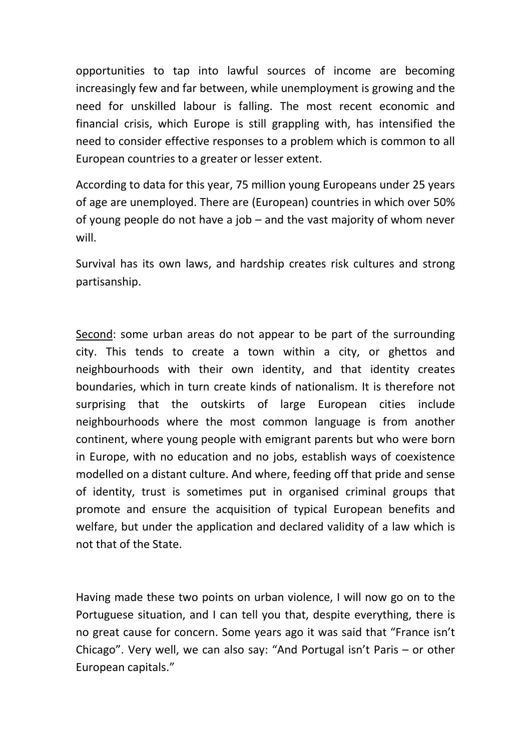opportunities to tap into lawful sources of income are becoming increasingly few and far between, while unemployment is growing and the need for unskilled labour is falling. The most recent economic and financial crisis, which Europe is still grappling with, has intensified the need to consider effective responses to a problem which is common to all European countries to a greater or lesser extent.

According to data for this year, 75 million young Europeans under 25 years of age are unemployed. There are (European) countries in which over 50% of young people do not have a job – and the vast majority of whom never will.

Survival has its own laws, and hardship creates risk cultures and strong partisanship.

<u>Second</u>: some urban areas do not appear to be part of the surrounding city. This tends to create a town within a city, or ghettos and neighbourhoods with their own identity, and that identity creates boundaries, which in turn create kinds of nationalism. It is therefore not surprising that the outskirts of large European cities include neighbourhoods where the most common language is from another continent, where young people with emigrant parents but who were born in Europe, with no education and no jobs, establish ways of coexistence modelled on a distant culture. And where, feeding off that pride and sense of identity, trust is sometimes put in organised criminal groups that promote and ensure the acquisition of typical European benefits and welfare, but under the application and declared validity of a law which is not that of the State.

Having made these two points on urban violence, I will now go on to the Portuguese situation, and I can tell you that, despite everything, there is no great cause for concern. Some years ago it was said that "France isn't Chicago". Very well, we can also say: "And Portugal isn't Paris – or other European capitals."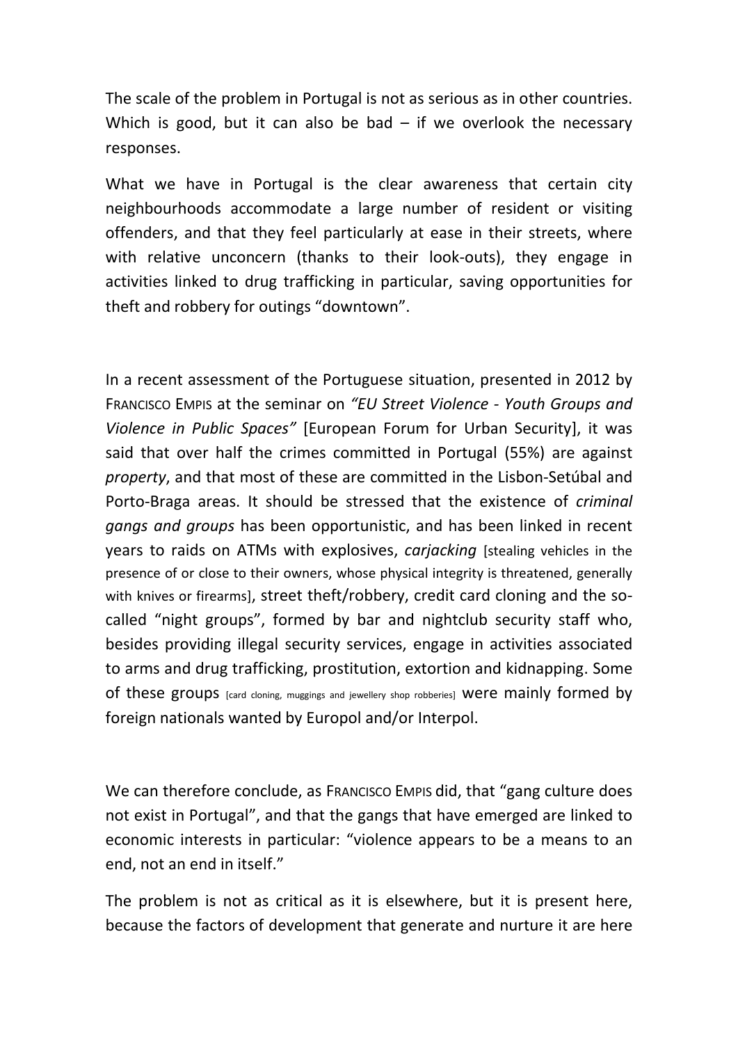The scale of the problem in Portugal is not as serious as in other countries. Which is good, but it can also be bad – if we overlook the necessary responses.

What we have in Portugal is the clear awareness that certain city neighbourhoods accommodate a large number of resident or visiting offenders, and that they feel particularly at ease in their streets, where with relative unconcern (thanks to their look-outs), they engage in activities linked to drug trafficking in particular, saving opportunities for theft and robbery for outings "downtown".

In a recent assessment of the Portuguese situation, presented in 2012 by FRANCISCO EMPIS at the seminar on *"EU Street Violence - Youth Groups and Violence in Public Spaces"* [European Forum for Urban Security], it was said that over half the crimes committed in Portugal (55%) are against *property*, and that most of these are committed in the Lisbon-Setúbal and Porto-Braga areas. It should be stressed that the existence of *criminal gangs and groups* has been opportunistic, and has been linked in recent years to raids on ATMs with explosives, *carjacking* [stealing vehicles in the presence of or close to their owners, whose physical integrity is threatened, generally with knives or firearms], street theft/robbery, credit card cloning and the so-called "night groups", formed by bar and nightclub security staff who, besides providing illegal security services, engage in activities associated to arms and drug trafficking, prostitution, extortion and kidnapping. Some of these groups [card cloning, muggings and jewellery shop robberies] were mainly formed by foreign nationals wanted by Europol and/or Interpol.

We can therefore conclude, as FRANCISCO EMPIS did, that "gang culture does not exist in Portugal", and that the gangs that have emerged are linked to economic interests in particular: "violence appears to be a means to an end, not an end in itself."

The problem is not as critical as it is elsewhere, but it is present here, because the factors of development that generate and nurture it are here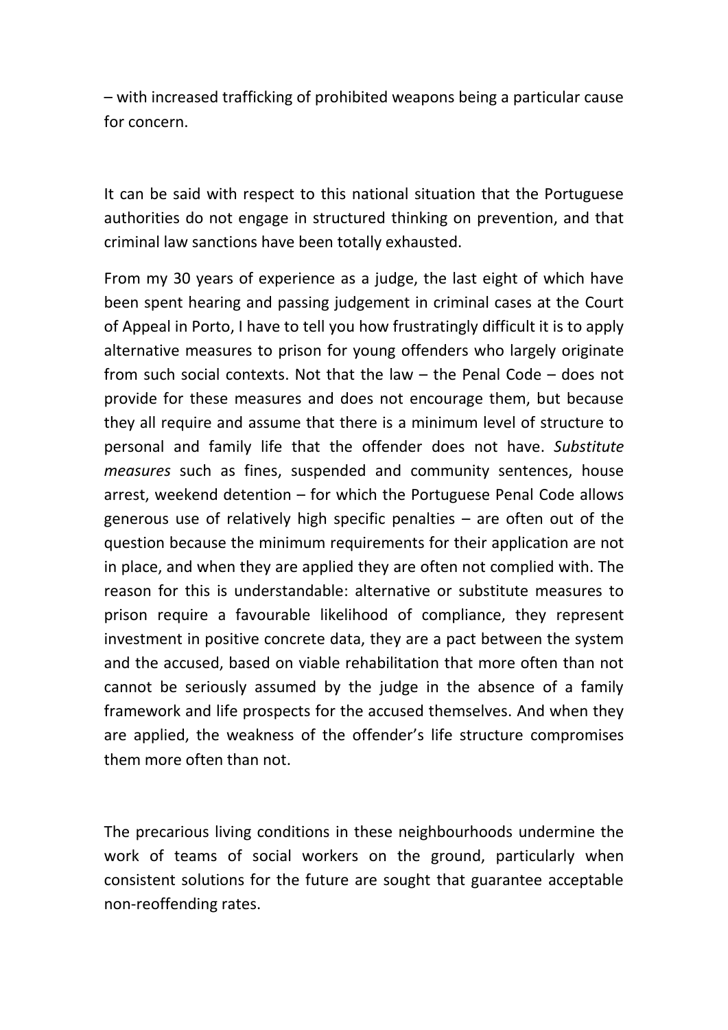– with increased trafficking of prohibited weapons being a particular cause for concern.

It can be said with respect to this national situation that the Portuguese authorities do not engage in structured thinking on prevention, and that criminal law sanctions have been totally exhausted.

From my 30 years of experience as a judge, the last eight of which have been spent hearing and passing judgement in criminal cases at the Court of Appeal in Porto, I have to tell you how frustratingly difficult it is to apply alternative measures to prison for young offenders who largely originate from such social contexts. Not that the law – the Penal Code – does not provide for these measures and does not encourage them, but because they all require and assume that there is a minimum level of structure to personal and family life that the offender does not have. *Substitute measures* such as fines, suspended and community sentences, house arrest, weekend detention – for which the Portuguese Penal Code allows generous use of relatively high specific penalties – are often out of the question because the minimum requirements for their application are not in place, and when they are applied they are often not complied with. The reason for this is understandable: alternative or substitute measures to prison require a favourable likelihood of compliance, they represent investment in positive concrete data, they are a pact between the system and the accused, based on viable rehabilitation that more often than not cannot be seriously assumed by the judge in the absence of a family framework and life prospects for the accused themselves. And when they are applied, the weakness of the offender's life structure compromises them more often than not.

The precarious living conditions in these neighbourhoods undermine the work of teams of social workers on the ground, particularly when consistent solutions for the future are sought that guarantee acceptable non-reoffending rates.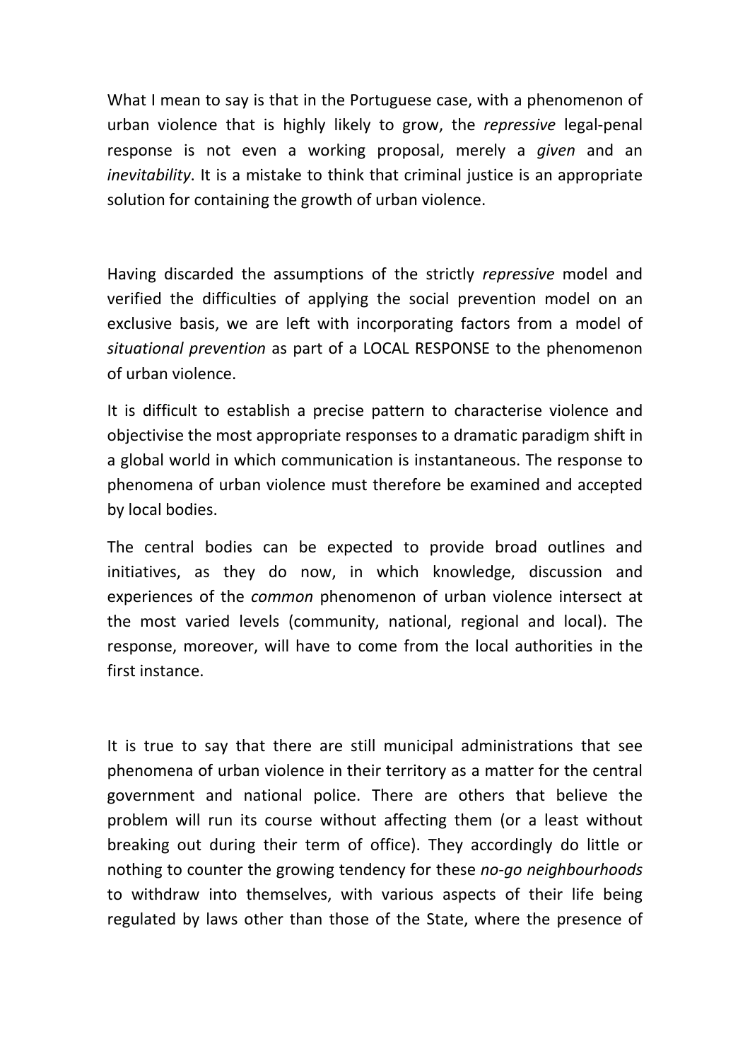What I mean to say is that in the Portuguese case, with a phenomenon of urban violence that is highly likely to grow, the *repressive* legal-penal response is not even a working proposal, merely a *given* and an *inevitability*. It is a mistake to think that criminal justice is an appropriate solution for containing the growth of urban violence.

Having discarded the assumptions of the strictly *repressive* model and verified the difficulties of applying the social prevention model on an exclusive basis, we are left with incorporating factors from a model of *situational prevention* as part of a LOCAL RESPONSE to the phenomenon of urban violence.

It is difficult to establish a precise pattern to characterise violence and objectivise the most appropriate responses to a dramatic paradigm shift in a global world in which communication is instantaneous. The response to phenomena of urban violence must therefore be examined and accepted by local bodies.

The central bodies can be expected to provide broad outlines and initiatives, as they do now, in which knowledge, discussion and experiences of the *common* phenomenon of urban violence intersect at the most varied levels (community, national, regional and local). The response, moreover, will have to come from the local authorities in the first instance.

It is true to say that there are still municipal administrations that see phenomena of urban violence in their territory as a matter for the central government and national police. There are others that believe the problem will run its course without affecting them (or a least without breaking out during their term of office). They accordingly do little or nothing to counter the growing tendency for these *no-go neighbourhoods* to withdraw into themselves, with various aspects of their life being regulated by laws other than those of the State, where the presence of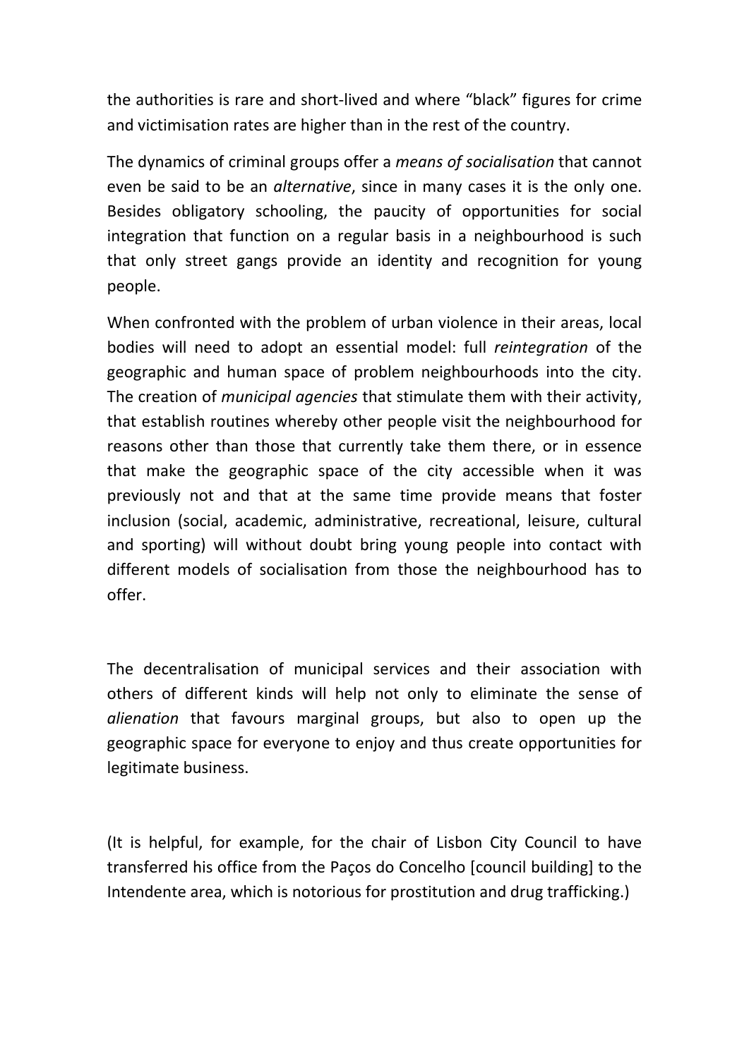the authorities is rare and short-lived and where "black" figures for crime and victimisation rates are higher than in the rest of the country.

The dynamics of criminal groups offer a *means of socialisation* that cannot even be said to be an *alternative*, since in many cases it is the only one. Besides obligatory schooling, the paucity of opportunities for social integration that function on a regular basis in a neighbourhood is such that only street gangs provide an identity and recognition for young people.

When confronted with the problem of urban violence in their areas, local bodies will need to adopt an essential model: full *reintegration* of the geographic and human space of problem neighbourhoods into the city. The creation of *municipal agencies* that stimulate them with their activity, that establish routines whereby other people visit the neighbourhood for reasons other than those that currently take them there, or in essence that make the geographic space of the city accessible when it was previously not and that at the same time provide means that foster inclusion (social, academic, administrative, recreational, leisure, cultural and sporting) will without doubt bring young people into contact with different models of socialisation from those the neighbourhood has to offer.

The decentralisation of municipal services and their association with others of different kinds will help not only to eliminate the sense of *alienation* that favours marginal groups, but also to open up the geographic space for everyone to enjoy and thus create opportunities for legitimate business.

(It is helpful, for example, for the chair of Lisbon City Council to have transferred his office from the Paços do Concelho [council building] to the Intendente area, which is notorious for prostitution and drug trafficking.)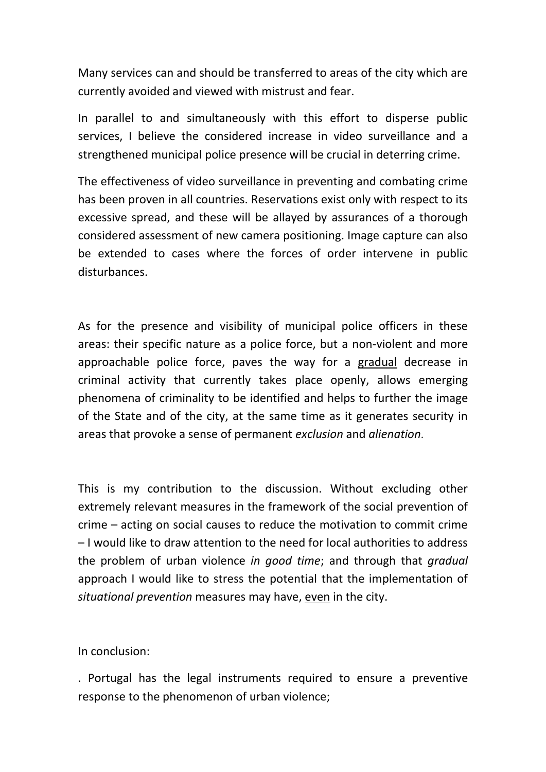Many services can and should be transferred to areas of the city which are currently avoided and viewed with mistrust and fear.

In parallel to and simultaneously with this effort to disperse public services, I believe the considered increase in video surveillance and a strengthened municipal police presence will be crucial in deterring crime.

The effectiveness of video surveillance in preventing and combating crime has been proven in all countries. Reservations exist only with respect to its excessive spread, and these will be allayed by assurances of a thorough considered assessment of new camera positioning. Image capture can also be extended to cases where the forces of order intervene in public disturbances.

As for the presence and visibility of municipal police officers in these areas: their specific nature as a police force, but a non-violent and more approachable police force, paves the way for a <u>gradual</u> decrease in criminal activity that currently takes place openly, allows emerging phenomena of criminality to be identified and helps to further the image of the State and of the city, at the same time as it generates security in areas that provoke a sense of permanent *exclusion* and *alienation*.

This is my contribution to the discussion. Without excluding other extremely relevant measures in the framework of the social prevention of crime – acting on social causes to reduce the motivation to commit crime – I would like to draw attention to the need for local authorities to address the problem of urban violence *in good time*; and through that *gradual* approach I would like to stress the potential that the implementation of *situational prevention* measures may have, <u>even</u> in the city.

In conclusion:

. Portugal has the legal instruments required to ensure a preventive response to the phenomenon of urban violence;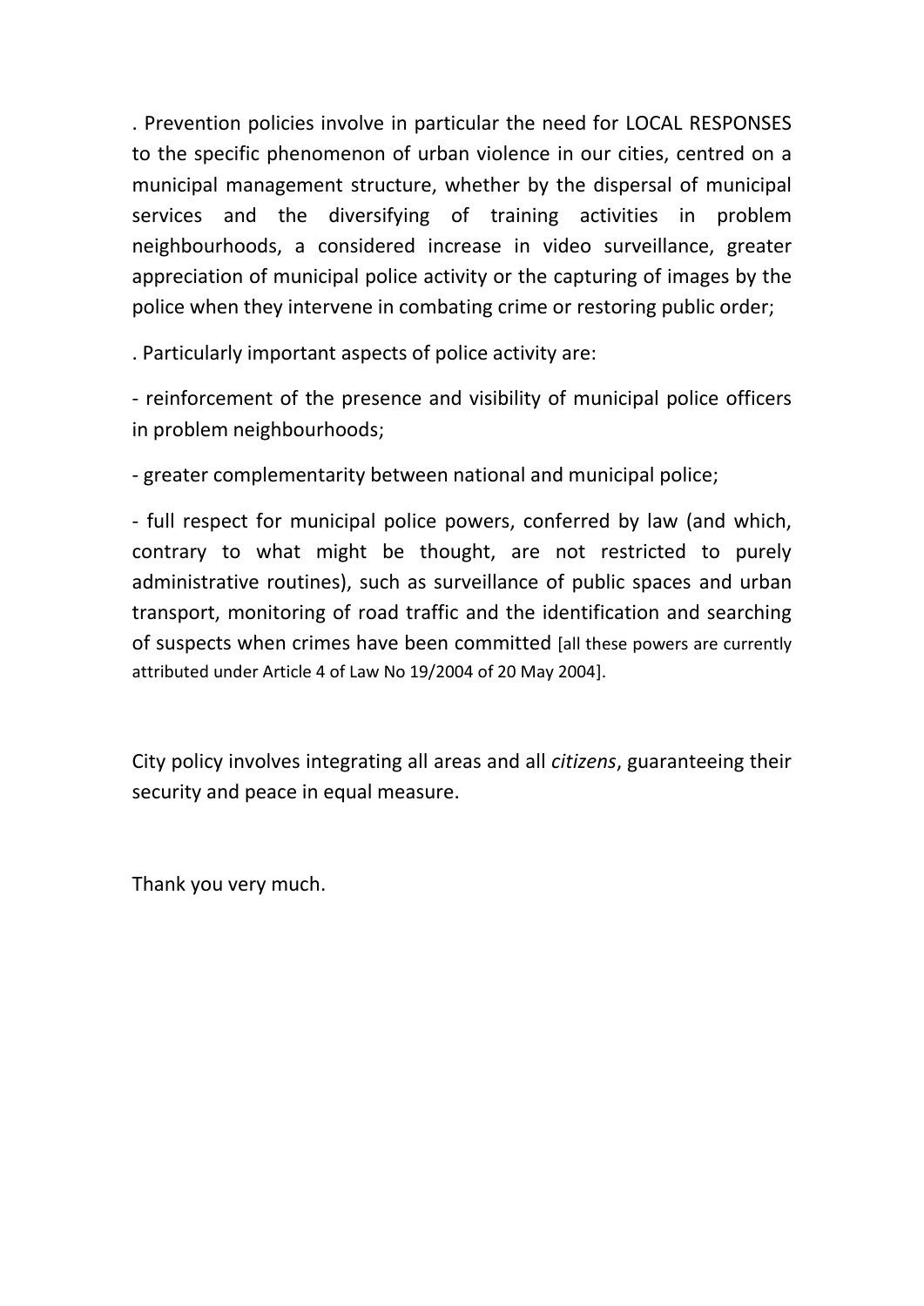. Prevention policies involve in particular the need for LOCAL RESPONSES to the specific phenomenon of urban violence in our cities, centred on a municipal management structure, whether by the dispersal of municipal services and the diversifying of training activities in problem neighbourhoods, a considered increase in video surveillance, greater appreciation of municipal police activity or the capturing of images by the police when they intervene in combating crime or restoring public order;

. Particularly important aspects of police activity are:

- reinforcement of the presence and visibility of municipal police officers in problem neighbourhoods;

- greater complementarity between national and municipal police;

- full respect for municipal police powers, conferred by law (and which, contrary to what might be thought, are not restricted to purely administrative routines), such as surveillance of public spaces and urban transport, monitoring of road traffic and the identification and searching of suspects when crimes have been committed [all these powers are currently attributed under Article 4 of Law No 19/2004 of 20 May 2004].

City policy involves integrating all areas and all *citizens*, guaranteeing their security and peace in equal measure.

Thank you very much.